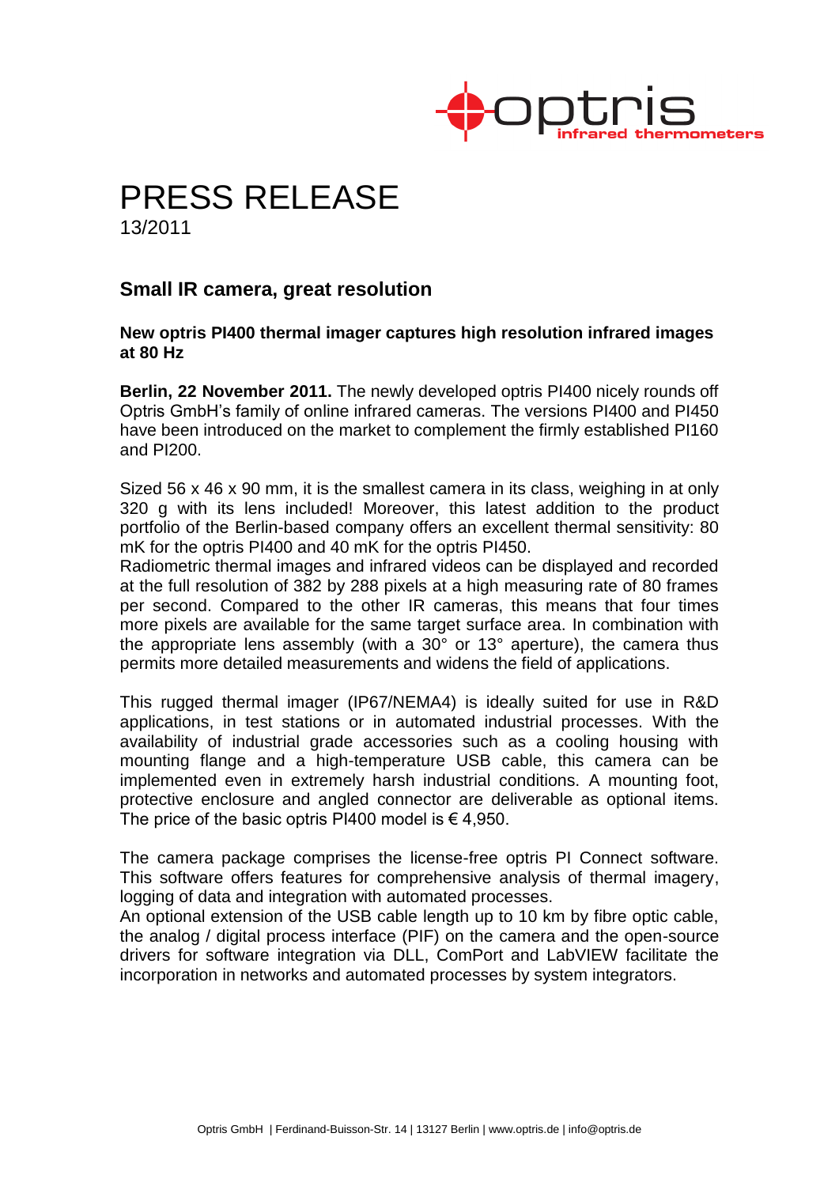# PRESS RELEASE

13/2011

## Small IR camera, great resolution

**New optris PI400 thermal imager captures high resolution infrared images at 80 Hz**

**Berlin, 22 November 2011.** The newly developed optris PI400 nicely rounds off Optris GmbH's family of online infrared cameras. The versions PI400 and PI450 have been introduced on the market to complement the firmly established PI160 and PI200.

Sized 56 x 46 x 90 mm, it is the smallest camera in its class, weighing in at only 320 g with its lens included! Moreover, this latest addition to the product portfolio of the Berlin-based company offers an excellent thermal sensitivity: 80 mK for the optris PI400 and 40 mK for the optris PI450.
Radiometric thermal images and infrared videos can be displayed and recorded at the full resolution of 382 by 288 pixels at a high measuring rate of 80 frames per second. Compared to the other IR cameras, this means that four times more pixels are available for the same target surface area. In combination with the appropriate lens assembly (with a 30° or 13° aperture), the camera thus permits more detailed measurements and widens the field of applications.

This rugged thermal imager (IP67/NEMA4) is ideally suited for use in R&D applications, in test stations or in automated industrial processes. With the availability of industrial grade accessories such as a cooling housing with mounting flange and a high-temperature USB cable, this camera can be implemented even in extremely harsh industrial conditions. A mounting foot, protective enclosure and angled connector are deliverable as optional items. The price of the basic optris PI400 model is € 4,950.

The camera package comprises the license-free optris PI Connect software. This software offers features for comprehensive analysis of thermal imagery, logging of data and integration with automated processes.
An optional extension of the USB cable length up to 10 km by fibre optic cable, the analog / digital process interface (PIF) on the camera and the open-source drivers for software integration via DLL, ComPort and LabVIEW facilitate the incorporation in networks and automated processes by system integrators.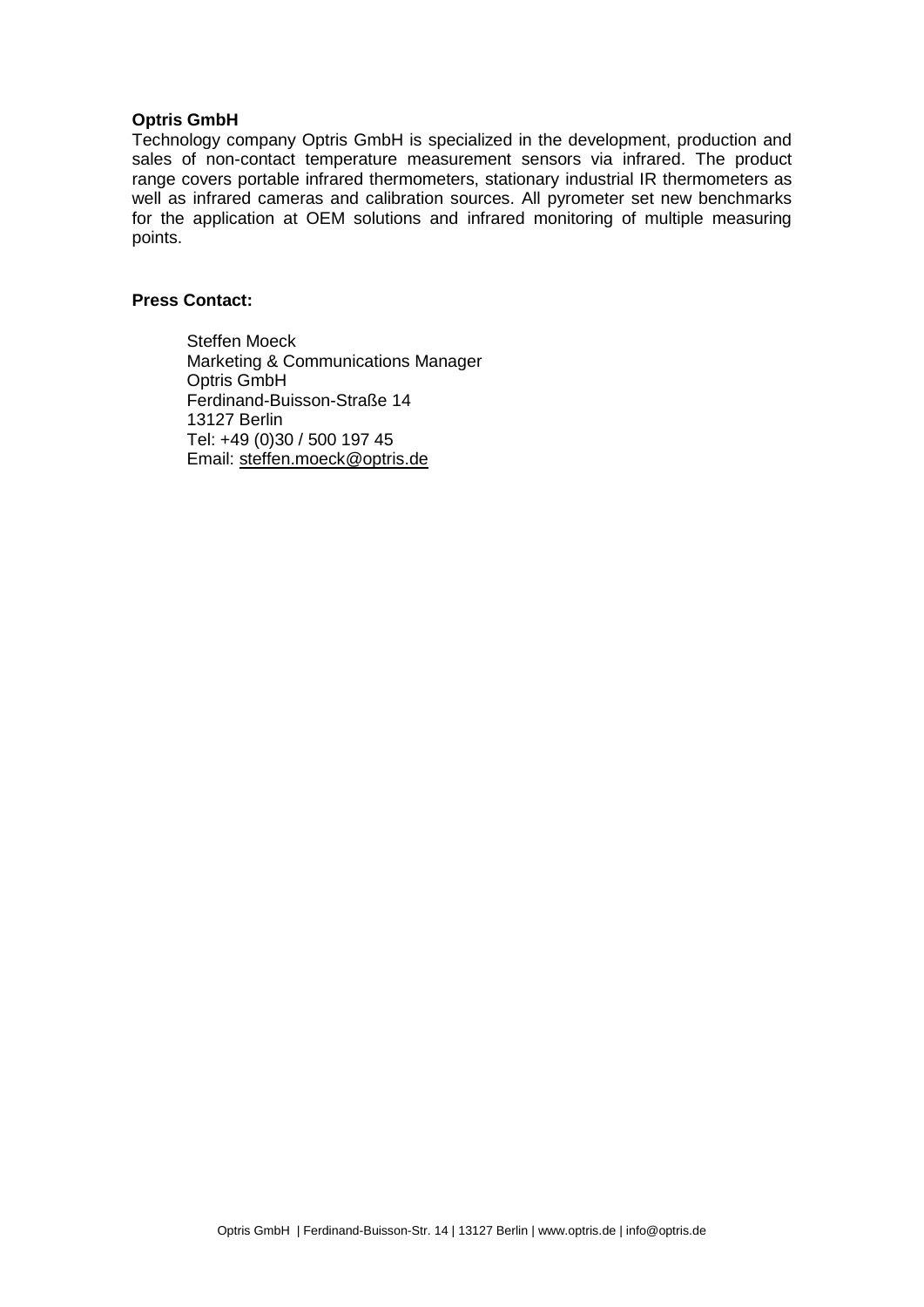**Optris GmbH**

Technology company Optris GmbH is specialized in the development, production and sales of non-contact temperature measurement sensors via infrared. The product range covers portable infrared thermometers, stationary industrial IR thermometers as well as infrared cameras and calibration sources. All pyrometer set new benchmarks for the application at OEM solutions and infrared monitoring of multiple measuring points.

**Press Contact:**

Steffen Moeck
Marketing & Communications Manager
Optris GmbH
Ferdinand-Buisson-Straße 14
13127 Berlin
Tel: +49 (0)30 / 500 197 45
Email: steffen.moeck@optris.de